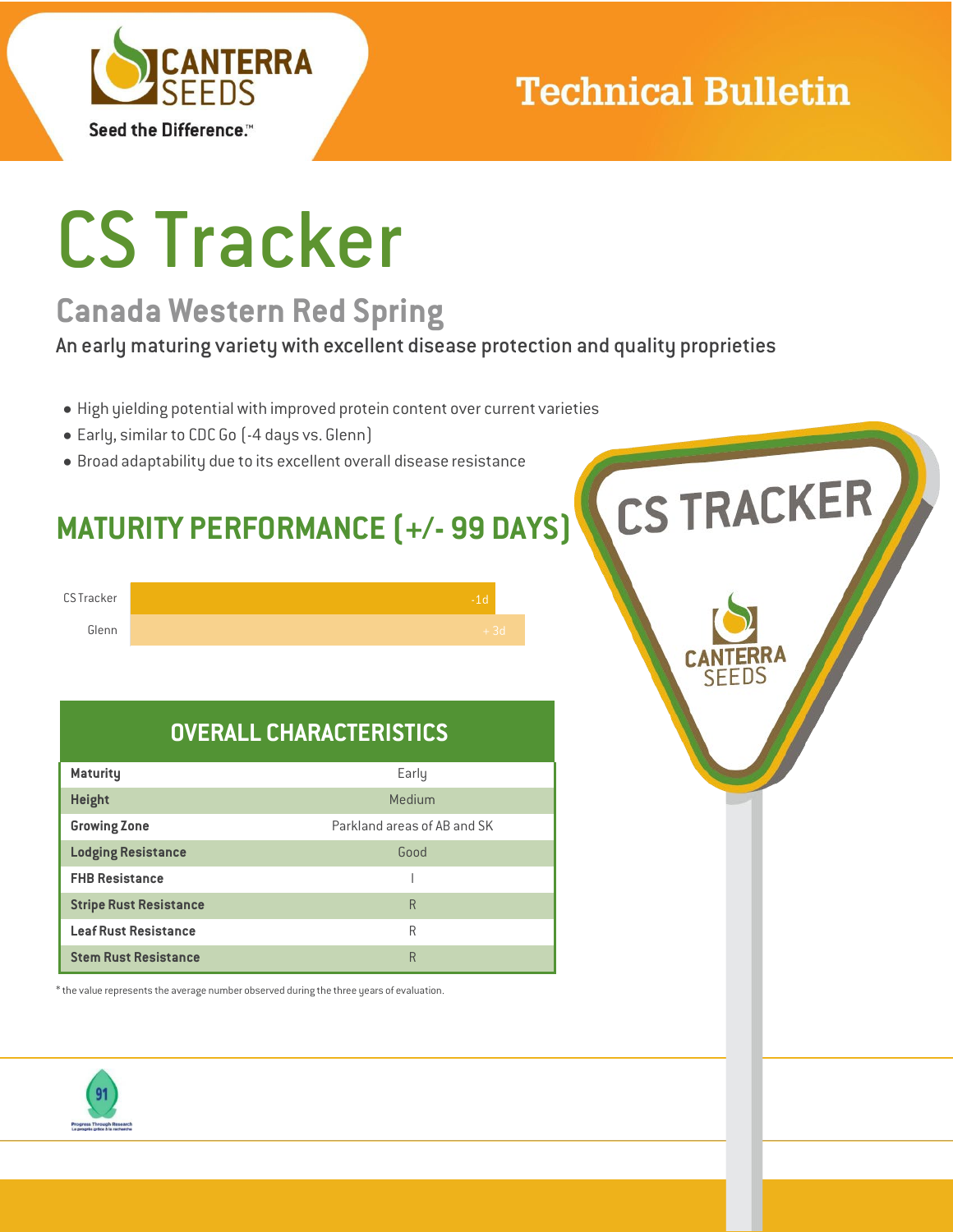Technical Bulletin

# CS Tracker

## Canada Western Red Spring

An early maturing variety with excellent disease protection and quality proprieties

- High yielding potential with improved protein content over current varieties
- Early, similar to CDC Go (-4 days vs. Glenn)
- Broad adaptability due to its excellent overall disease resistance

## MATURITY PERFORMANCE (+/- 99 DAYS)

| Variety | Maturity |
| --- | --- |
| CS Tracker | -1d |
| Glenn | + 3d |

## OVERALL CHARACTERISTICS

| Characteristic | Rating |
| --- | --- |
| Maturity | Early |
| Height | Medium |
| Growing Zone | Parkland areas of AB and SK |
| Lodging Resistance | Good |
| FHB Resistance | I |
| Stripe Rust Resistance | R |
| Leaf Rust Resistance | R |
| Stem Rust Resistance | R |

* the value represents the average number observed during the three years of evaluation.

91 Progress Through Research / Le progrès grâce à la recherche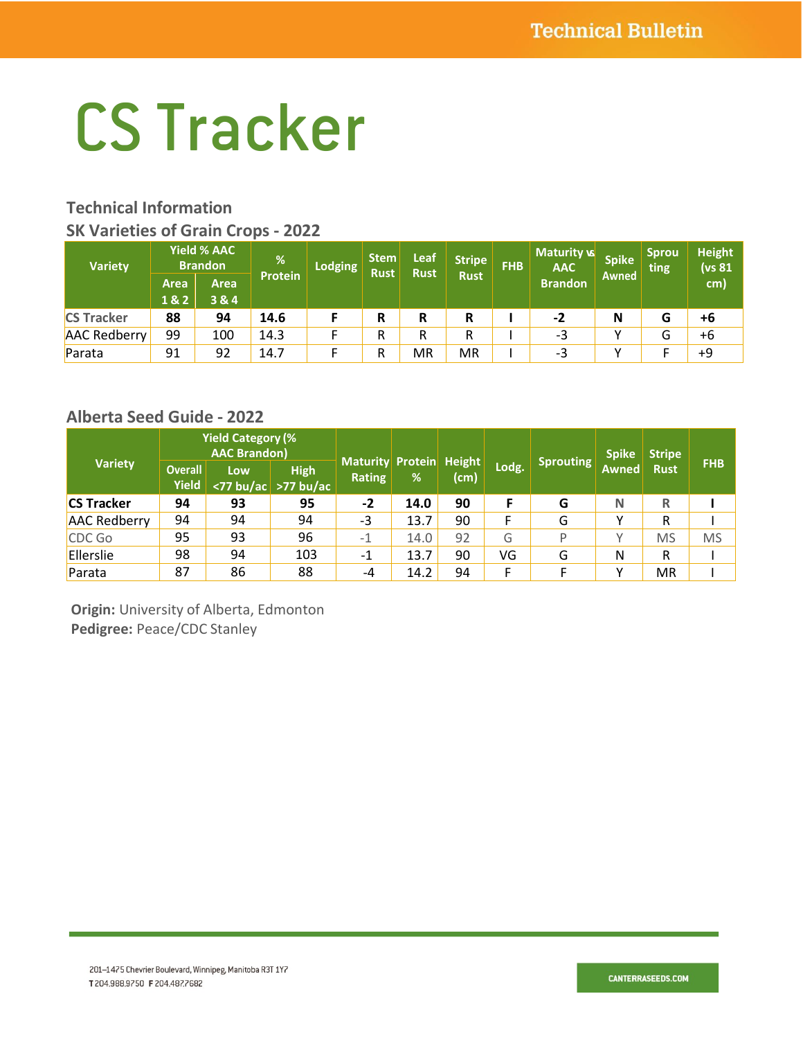# CS Tracker

## Technical Information

### SK Varieties of Grain Crops - 2022

| Variety | Yield % AAC Brandon | | % Protein | Lodging | Stem Rust | Leaf Rust | Stripe Rust | FHB | Maturity vs AAC Brandon | Spike Awned | Sprouting | Height (vs 81 cm) |
|---|---|---|---|---|---|---|---|---|---|---|---|---|
| | Area 1 & 2 | Area 3 & 4 | | | | | | | | | | |
| **CS Tracker** | **88** | **94** | **14.6** | **F** | **R** | **R** | **R** | **I** | **-2** | **N** | **G** | **+6** |
| AAC Redberry | 99 | 100 | 14.3 | F | R | R | R | I | -3 | Y | G | +6 |
| Parata | 91 | 92 | 14.7 | F | R | MR | MR | I | -3 | Y | F | +9 |

### Alberta Seed Guide - 2022

| Variety | Yield Category (% AAC Brandon) | | | Maturity Rating | Protein % | Height (cm) | Lodg. | Sprouting | Spike Awned | Stripe Rust | FHB |
|---|---|---|---|---|---|---|---|---|---|---|---|
| | Overall Yield | Low <77 bu/ac | High >77 bu/ac | | | | | | | | |
| **CS Tracker** | **94** | **93** | **95** | **-2** | **14.0** | **90** | **F** | **G** | **N** | **R** | **I** |
| AAC Redberry | 94 | 94 | 94 | -3 | 13.7 | 90 | F | G | Y | R | I |
| CDC Go | 95 | 93 | 96 | -1 | 14.0 | 92 | G | P | Y | MS | MS |
| Ellerslie | 98 | 94 | 103 | -1 | 13.7 | 90 | VG | G | N | R | I |
| Parata | 87 | 86 | 88 | -4 | 14.2 | 94 | F | F | Y | MR | I |

**Origin:** University of Alberta, Edmonton
**Pedigree:** Peace/CDC Stanley

201–1475 Chevrier Boulevard, Winnipeg, Manitoba R3T 1Y7
T 204.988.9750 F 204.487.7682

CANTERRASEEDS.COM